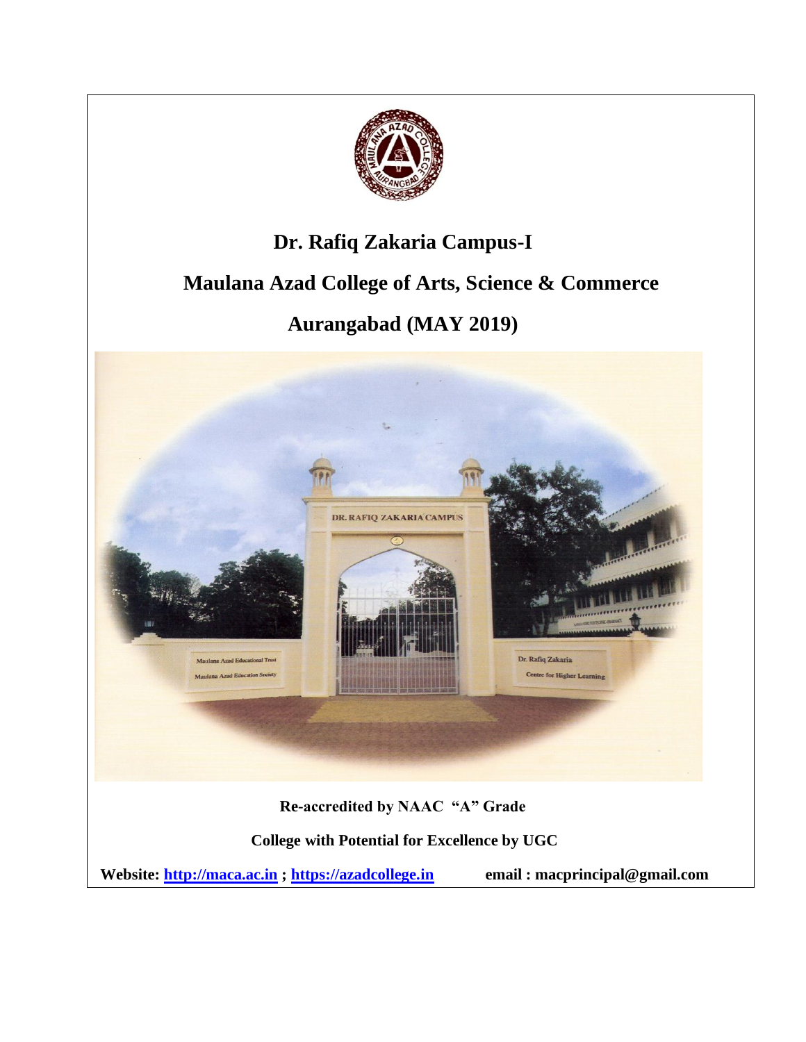# Dr. Rafiq Zakaria Campus-I

# Maulana Azad College of Arts, Science & Commerce

# Aurangabad (MAY 2019)

**Re-accredited by NAAC "A" Grade**

**College with Potential for Excellence by UGC**

**Website: [http://maca.ac.in](http://maca.ac.in) ; [https://azadcollege.in](https://azadcollege.in)** **email : macprincipal@gmail.com**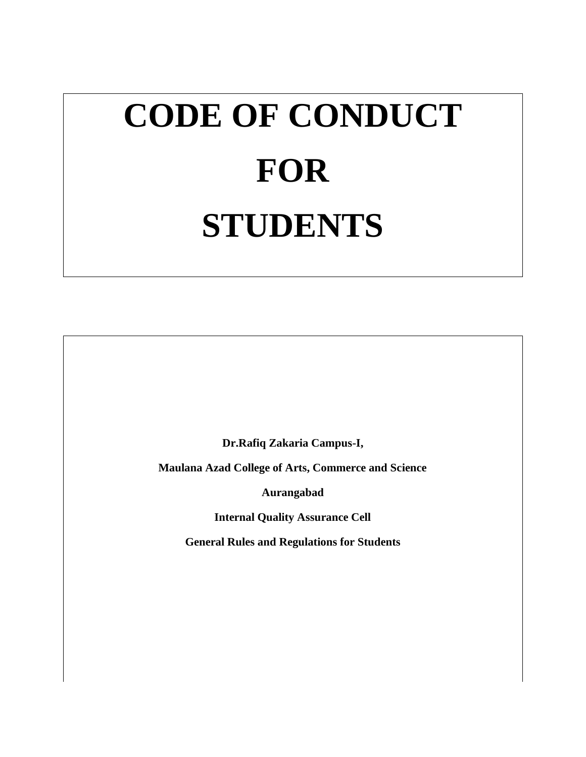# CODE OF CONDUCT FOR STUDENTS

**Dr.Rafiq Zakaria Campus-I,**

**Maulana Azad College of Arts, Commerce and Science**

**Aurangabad**

**Internal Quality Assurance Cell**

**General Rules and Regulations for Students**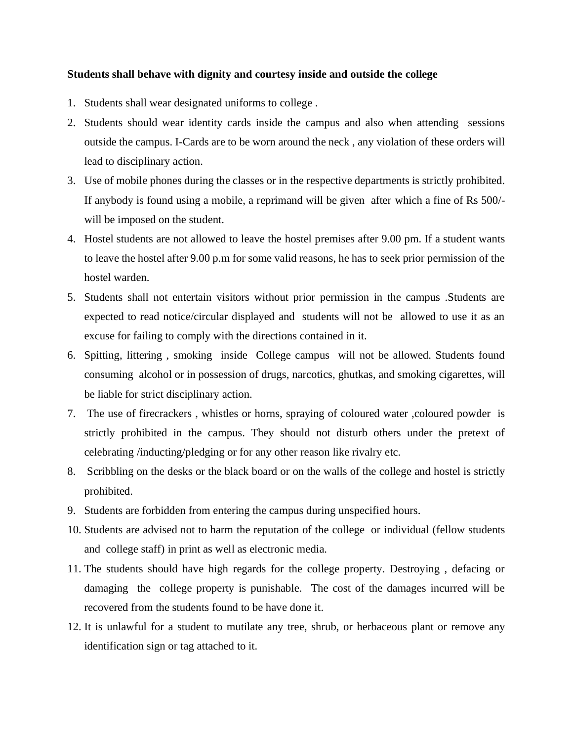**Students shall behave with dignity and courtesy inside and outside the college**

1. Students shall wear designated uniforms to college .
2. Students should wear identity cards inside the campus and also when attending sessions outside the campus. I-Cards are to be worn around the neck , any violation of these orders will lead to disciplinary action.
3. Use of mobile phones during the classes or in the respective departments is strictly prohibited. If anybody is found using a mobile, a reprimand will be given after which a fine of Rs 500/- will be imposed on the student.
4. Hostel students are not allowed to leave the hostel premises after 9.00 pm. If a student wants to leave the hostel after 9.00 p.m for some valid reasons, he has to seek prior permission of the hostel warden.
5. Students shall not entertain visitors without prior permission in the campus .Students are expected to read notice/circular displayed and students will not be allowed to use it as an excuse for failing to comply with the directions contained in it.
6. Spitting, littering , smoking inside College campus will not be allowed. Students found consuming alcohol or in possession of drugs, narcotics, ghutkas, and smoking cigarettes, will be liable for strict disciplinary action.
7. The use of firecrackers , whistles or horns, spraying of coloured water ,coloured powder is strictly prohibited in the campus. They should not disturb others under the pretext of celebrating /inducting/pledging or for any other reason like rivalry etc.
8. Scribbling on the desks or the black board or on the walls of the college and hostel is strictly prohibited.
9. Students are forbidden from entering the campus during unspecified hours.
10. Students are advised not to harm the reputation of the college or individual (fellow students and college staff) in print as well as electronic media.
11. The students should have high regards for the college property. Destroying , defacing or damaging the college property is punishable. The cost of the damages incurred will be recovered from the students found to be have done it.
12. It is unlawful for a student to mutilate any tree, shrub, or herbaceous plant or remove any identification sign or tag attached to it.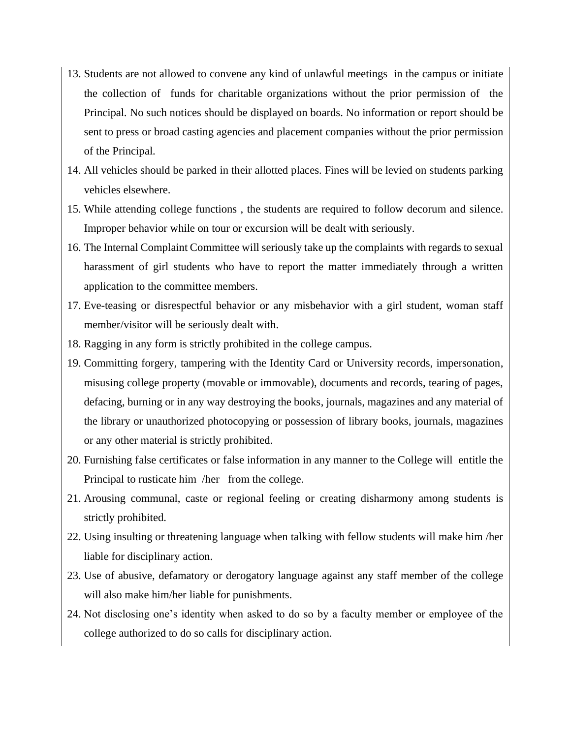13. Students are not allowed to convene any kind of unlawful meetings in the campus or initiate the collection of funds for charitable organizations without the prior permission of the Principal. No such notices should be displayed on boards. No information or report should be sent to press or broad casting agencies and placement companies without the prior permission of the Principal.
14. All vehicles should be parked in their allotted places. Fines will be levied on students parking vehicles elsewhere.
15. While attending college functions , the students are required to follow decorum and silence. Improper behavior while on tour or excursion will be dealt with seriously.
16. The Internal Complaint Committee will seriously take up the complaints with regards to sexual harassment of girl students who have to report the matter immediately through a written application to the committee members.
17. Eve-teasing or disrespectful behavior or any misbehavior with a girl student, woman staff member/visitor will be seriously dealt with.
18. Ragging in any form is strictly prohibited in the college campus.
19. Committing forgery, tampering with the Identity Card or University records, impersonation, misusing college property (movable or immovable), documents and records, tearing of pages, defacing, burning or in any way destroying the books, journals, magazines and any material of the library or unauthorized photocopying or possession of library books, journals, magazines or any other material is strictly prohibited.
20. Furnishing false certificates or false information in any manner to the College will entitle the Principal to rusticate him /her from the college.
21. Arousing communal, caste or regional feeling or creating disharmony among students is strictly prohibited.
22. Using insulting or threatening language when talking with fellow students will make him /her liable for disciplinary action.
23. Use of abusive, defamatory or derogatory language against any staff member of the college will also make him/her liable for punishments.
24. Not disclosing one's identity when asked to do so by a faculty member or employee of the college authorized to do so calls for disciplinary action.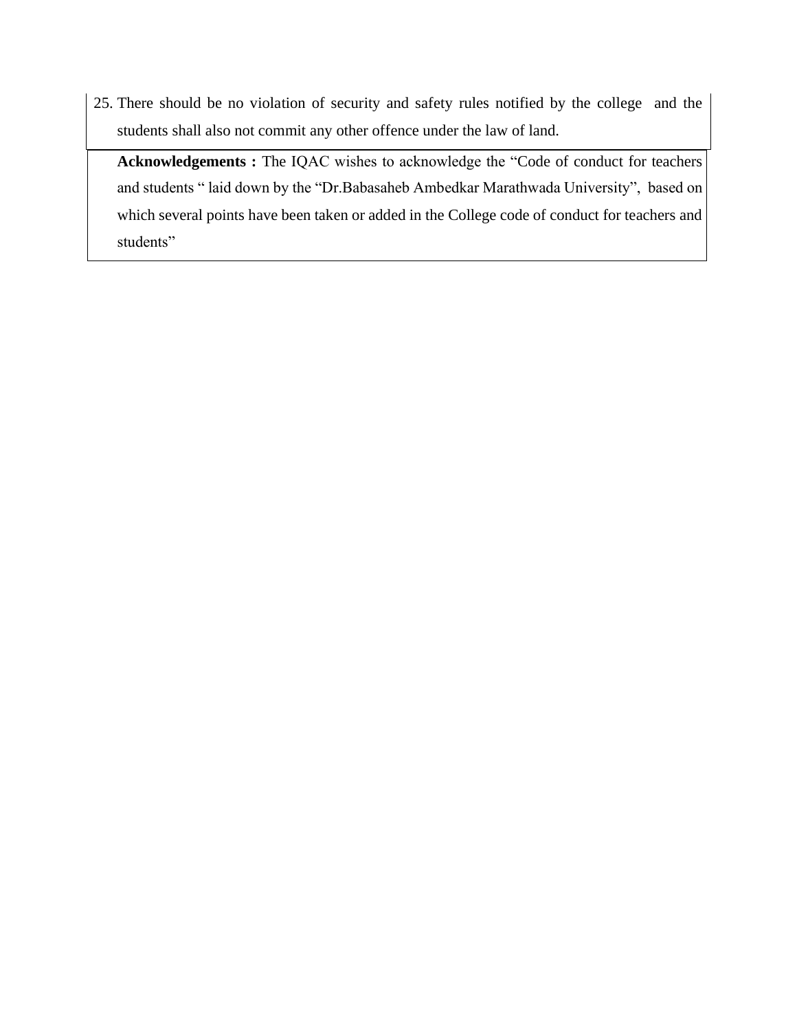25. There should be no violation of security and safety rules notified by the college and the students shall also not commit any other offence under the law of land.

**Acknowledgements :** The IQAC wishes to acknowledge the "Code of conduct for teachers and students " laid down by the "Dr.Babasaheb Ambedkar Marathwada University", based on which several points have been taken or added in the College code of conduct for teachers and students"